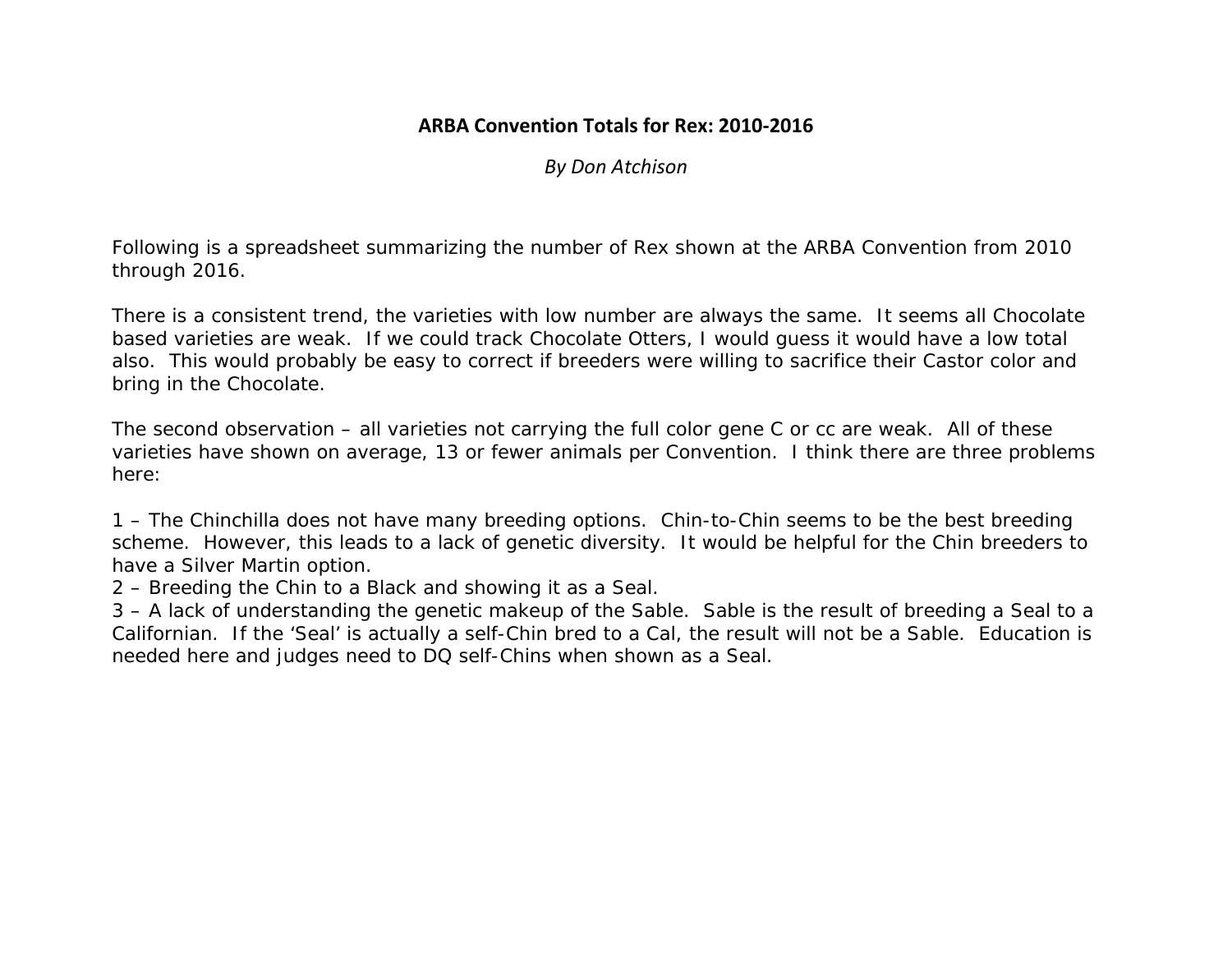# ARBA Convention Totals for Rex: 2010-2016

*By Don Atchison*

Following is a spreadsheet summarizing the number of Rex shown at the ARBA Convention from 2010 through 2016.

There is a consistent trend, the varieties with low number are always the same. It seems all Chocolate based varieties are weak. If we could track Chocolate Otters, I would guess it would have a low total also. This would probably be easy to correct if breeders were willing to sacrifice their Castor color and bring in the Chocolate.

The second observation – all varieties not carrying the full color gene C or cc are weak. All of these varieties have shown on average, 13 or fewer animals per Convention. I think there are three problems here:

1 – The Chinchilla does not have many breeding options. Chin-to-Chin seems to be the best breeding scheme. However, this leads to a lack of genetic diversity. It would be helpful for the Chin breeders to have a Silver Martin option.
2 – Breeding the Chin to a Black and showing it as a Seal.
3 – A lack of understanding the genetic makeup of the Sable. Sable is the result of breeding a Seal to a Californian. If the 'Seal' is actually a self-Chin bred to a Cal, the result will not be a Sable. Education is needed here and judges need to DQ self-Chins when shown as a Seal.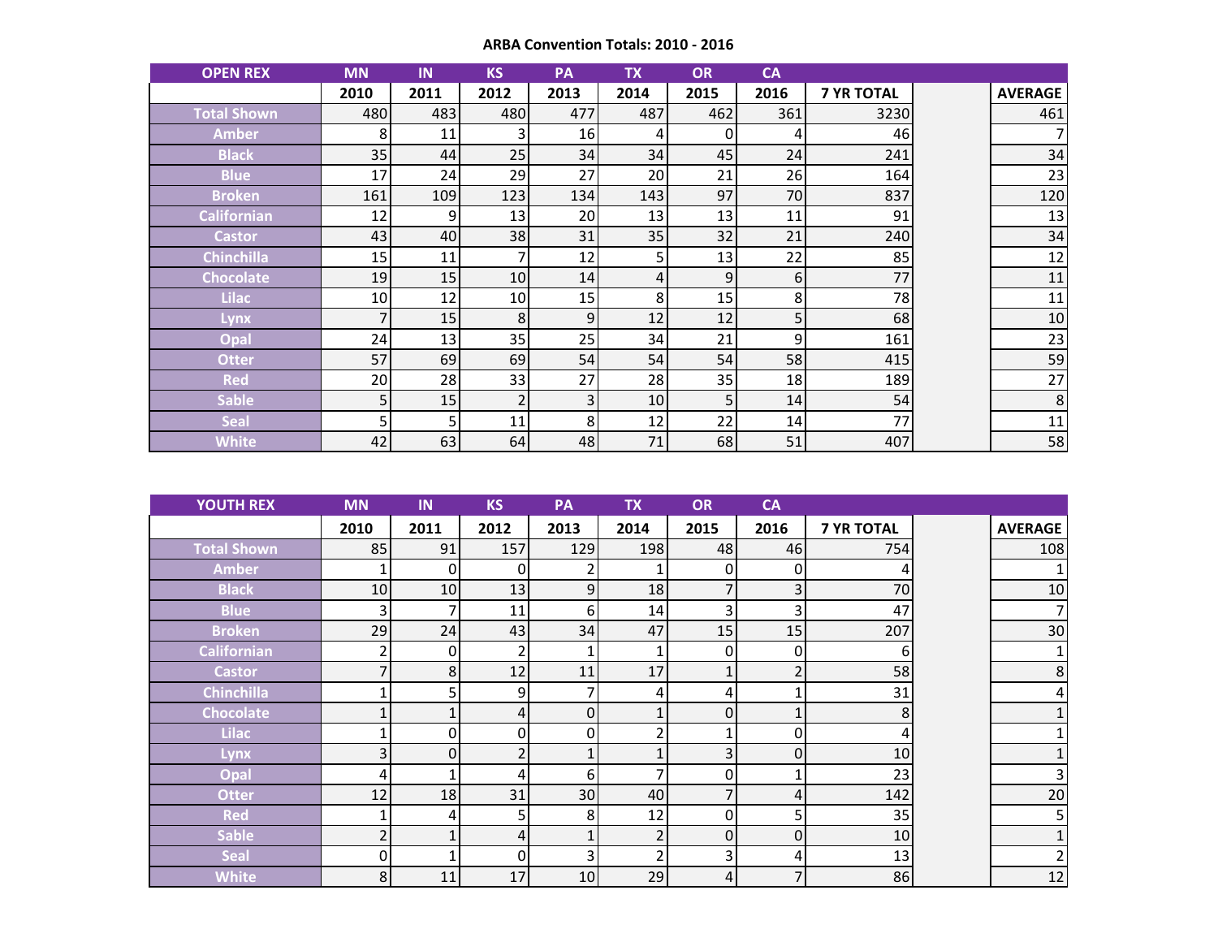**ARBA Convention Totals: 2010 - 2016**

| OPEN REX | MN | IN | KS | PA | TX | OR | CA | | | |
|---|---|---|---|---|---|---|---|---|---|---|
| | 2010 | 2011 | 2012 | 2013 | 2014 | 2015 | 2016 | 7 YR TOTAL | | AVERAGE |
| Total Shown | 480 | 483 | 480 | 477 | 487 | 462 | 361 | 3230 | | 461 |
| Amber | 8 | 11 | 3 | 16 | 4 | 0 | 4 | 46 | | 7 |
| Black | 35 | 44 | 25 | 34 | 34 | 45 | 24 | 241 | | 34 |
| Blue | 17 | 24 | 29 | 27 | 20 | 21 | 26 | 164 | | 23 |
| Broken | 161 | 109 | 123 | 134 | 143 | 97 | 70 | 837 | | 120 |
| Californian | 12 | 9 | 13 | 20 | 13 | 13 | 11 | 91 | | 13 |
| Castor | 43 | 40 | 38 | 31 | 35 | 32 | 21 | 240 | | 34 |
| Chinchilla | 15 | 11 | 7 | 12 | 5 | 13 | 22 | 85 | | 12 |
| Chocolate | 19 | 15 | 10 | 14 | 4 | 9 | 6 | 77 | | 11 |
| Lilac | 10 | 12 | 10 | 15 | 8 | 15 | 8 | 78 | | 11 |
| Lynx | 7 | 15 | 8 | 9 | 12 | 12 | 5 | 68 | | 10 |
| Opal | 24 | 13 | 35 | 25 | 34 | 21 | 9 | 161 | | 23 |
| Otter | 57 | 69 | 69 | 54 | 54 | 54 | 58 | 415 | | 59 |
| Red | 20 | 28 | 33 | 27 | 28 | 35 | 18 | 189 | | 27 |
| Sable | 5 | 15 | 2 | 3 | 10 | 5 | 14 | 54 | | 8 |
| Seal | 5 | 5 | 11 | 8 | 12 | 22 | 14 | 77 | | 11 |
| White | 42 | 63 | 64 | 48 | 71 | 68 | 51 | 407 | | 58 |

| YOUTH REX | MN | IN | KS | PA | TX | OR | CA | | | |
|---|---|---|---|---|---|---|---|---|---|---|
| | 2010 | 2011 | 2012 | 2013 | 2014 | 2015 | 2016 | 7 YR TOTAL | | AVERAGE |
| Total Shown | 85 | 91 | 157 | 129 | 198 | 48 | 46 | 754 | | 108 |
| Amber | 1 | 0 | 0 | 2 | 1 | 0 | 0 | 4 | | 1 |
| Black | 10 | 10 | 13 | 9 | 18 | 7 | 3 | 70 | | 10 |
| Blue | 3 | 7 | 11 | 6 | 14 | 3 | 3 | 47 | | 7 |
| Broken | 29 | 24 | 43 | 34 | 47 | 15 | 15 | 207 | | 30 |
| Californian | 2 | 0 | 2 | 1 | 1 | 0 | 0 | 6 | | 1 |
| Castor | 7 | 8 | 12 | 11 | 17 | 1 | 2 | 58 | | 8 |
| Chinchilla | 1 | 5 | 9 | 7 | 4 | 4 | 1 | 31 | | 4 |
| Chocolate | 1 | 1 | 4 | 0 | 1 | 0 | 1 | 8 | | 1 |
| Lilac | 1 | 0 | 0 | 0 | 2 | 1 | 0 | 4 | | 1 |
| Lynx | 3 | 0 | 2 | 1 | 1 | 3 | 0 | 10 | | 1 |
| Opal | 4 | 1 | 4 | 6 | 7 | 0 | 1 | 23 | | 3 |
| Otter | 12 | 18 | 31 | 30 | 40 | 7 | 4 | 142 | | 20 |
| Red | 1 | 4 | 5 | 8 | 12 | 0 | 5 | 35 | | 5 |
| Sable | 2 | 1 | 4 | 1 | 2 | 0 | 0 | 10 | | 1 |
| Seal | 0 | 1 | 0 | 3 | 2 | 3 | 4 | 13 | | 2 |
| White | 8 | 11 | 17 | 10 | 29 | 4 | 7 | 86 | | 12 |